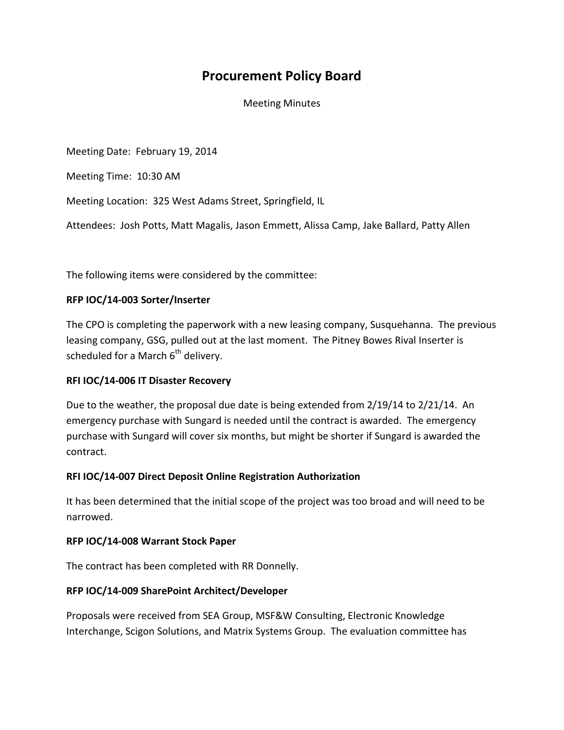# Procurement Policy Board

Meeting Minutes

Meeting Date: February 19, 2014

Meeting Time: 10:30 AM

Meeting Location: 325 West Adams Street, Springfield, IL

Attendees: Josh Potts, Matt Magalis, Jason Emmett, Alissa Camp, Jake Ballard, Patty Allen

The following items were considered by the committee:

**RFP IOC/14-003 Sorter/Inserter**

The CPO is completing the paperwork with a new leasing company, Susquehanna. The previous leasing company, GSG, pulled out at the last moment. The Pitney Bowes Rival Inserter is scheduled for a March 6th delivery.

**RFI IOC/14-006 IT Disaster Recovery**

Due to the weather, the proposal due date is being extended from 2/19/14 to 2/21/14. An emergency purchase with Sungard is needed until the contract is awarded. The emergency purchase with Sungard will cover six months, but might be shorter if Sungard is awarded the contract.

**RFI IOC/14-007 Direct Deposit Online Registration Authorization**

It has been determined that the initial scope of the project was too broad and will need to be narrowed.

**RFP IOC/14-008 Warrant Stock Paper**

The contract has been completed with RR Donnelly.

**RFP IOC/14-009 SharePoint Architect/Developer**

Proposals were received from SEA Group, MSF&W Consulting, Electronic Knowledge Interchange, Scigon Solutions, and Matrix Systems Group. The evaluation committee has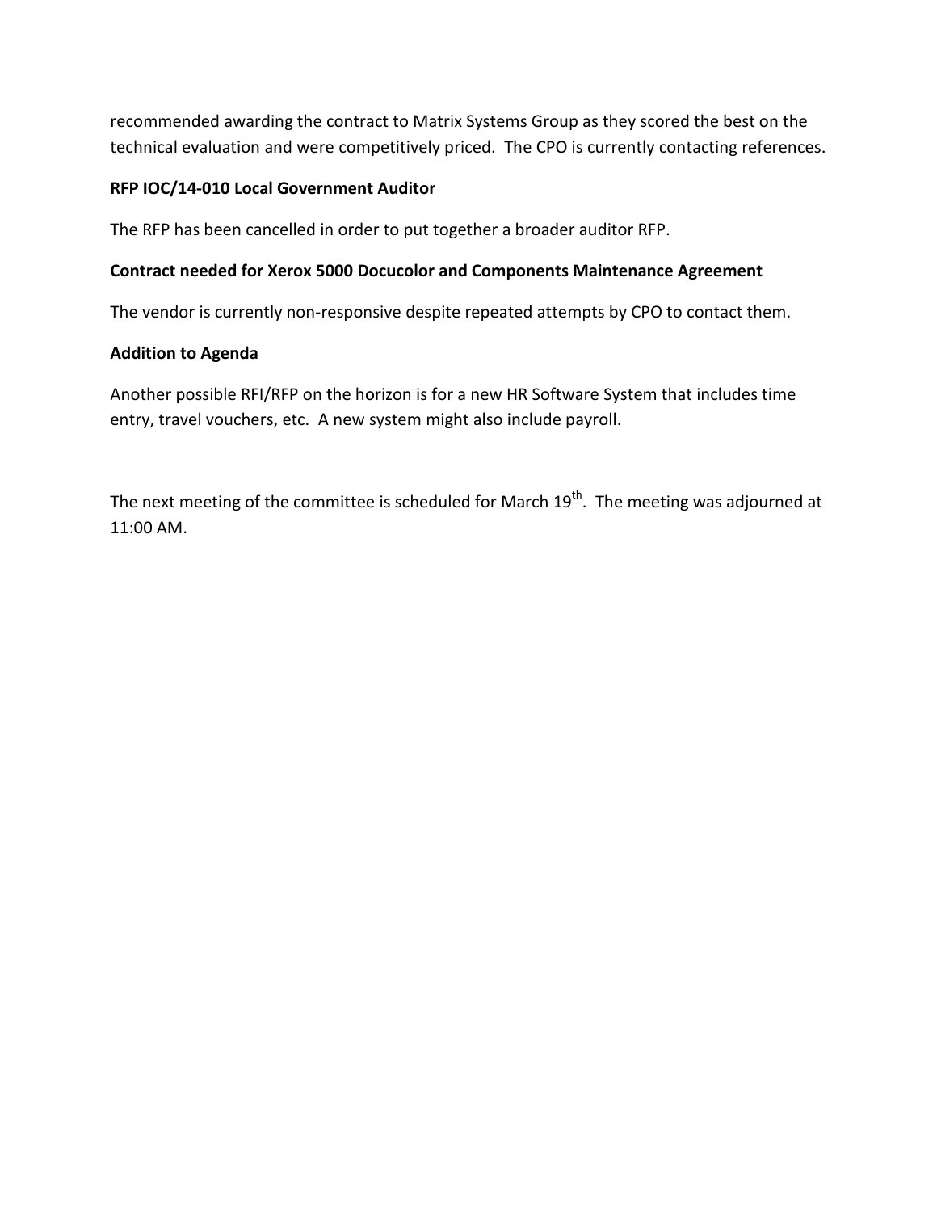recommended awarding the contract to Matrix Systems Group as they scored the best on the technical evaluation and were competitively priced. The CPO is currently contacting references.

**RFP IOC/14-010 Local Government Auditor**

The RFP has been cancelled in order to put together a broader auditor RFP.

**Contract needed for Xerox 5000 Docucolor and Components Maintenance Agreement**

The vendor is currently non-responsive despite repeated attempts by CPO to contact them.

**Addition to Agenda**

Another possible RFI/RFP on the horizon is for a new HR Software System that includes time entry, travel vouchers, etc. A new system might also include payroll.

The next meeting of the committee is scheduled for March 19th. The meeting was adjourned at 11:00 AM.